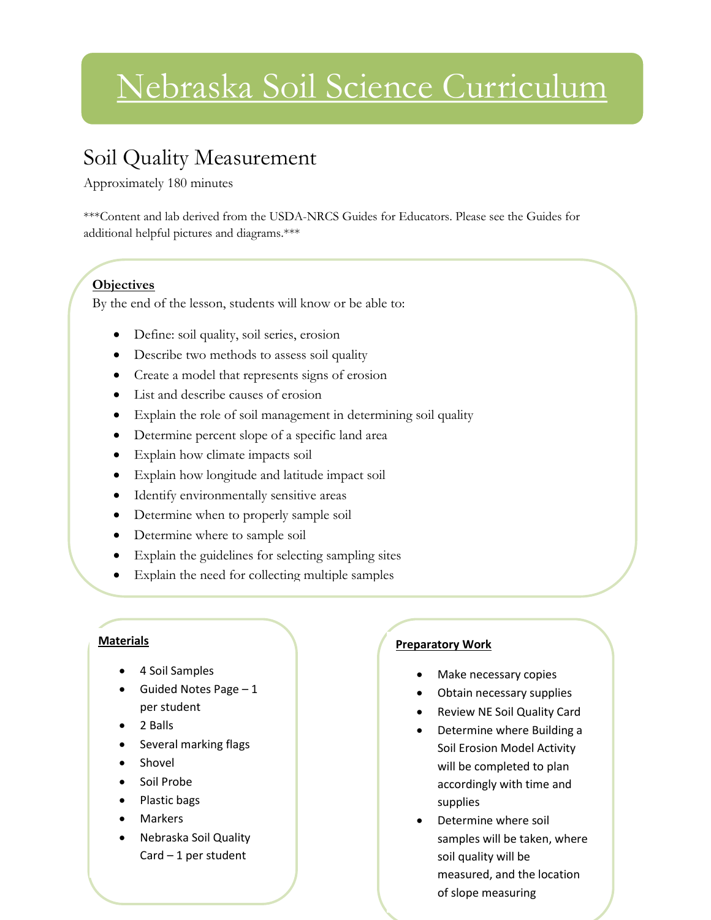# Nebraska Soil Science Curriculum

## Soil Quality Measurement

Approximately 180 minutes

***Content and lab derived from the USDA-NRCS Guides for Educators. Please see the Guides for additional helpful pictures and diagrams.***

**Objectives**

By the end of the lesson, students will know or be able to:

- Define: soil quality, soil series, erosion
- Describe two methods to assess soil quality
- Create a model that represents signs of erosion
- List and describe causes of erosion
- Explain the role of soil management in determining soil quality
- Determine percent slope of a specific land area
- Explain how climate impacts soil
- Explain how longitude and latitude impact soil
- Identify environmentally sensitive areas
- Determine when to properly sample soil
- Determine where to sample soil
- Explain the guidelines for selecting sampling sites
- Explain the need for collecting multiple samples

**Materials**

- 4 Soil Samples
- Guided Notes Page – 1 per student
- 2 Balls
- Several marking flags
- Shovel
- Soil Probe
- Plastic bags
- Markers
- Nebraska Soil Quality Card – 1 per student

**Preparatory Work**

- Make necessary copies
- Obtain necessary supplies
- Review NE Soil Quality Card
- Determine where Building a Soil Erosion Model Activity will be completed to plan accordingly with time and supplies
- Determine where soil samples will be taken, where soil quality will be measured, and the location of slope measuring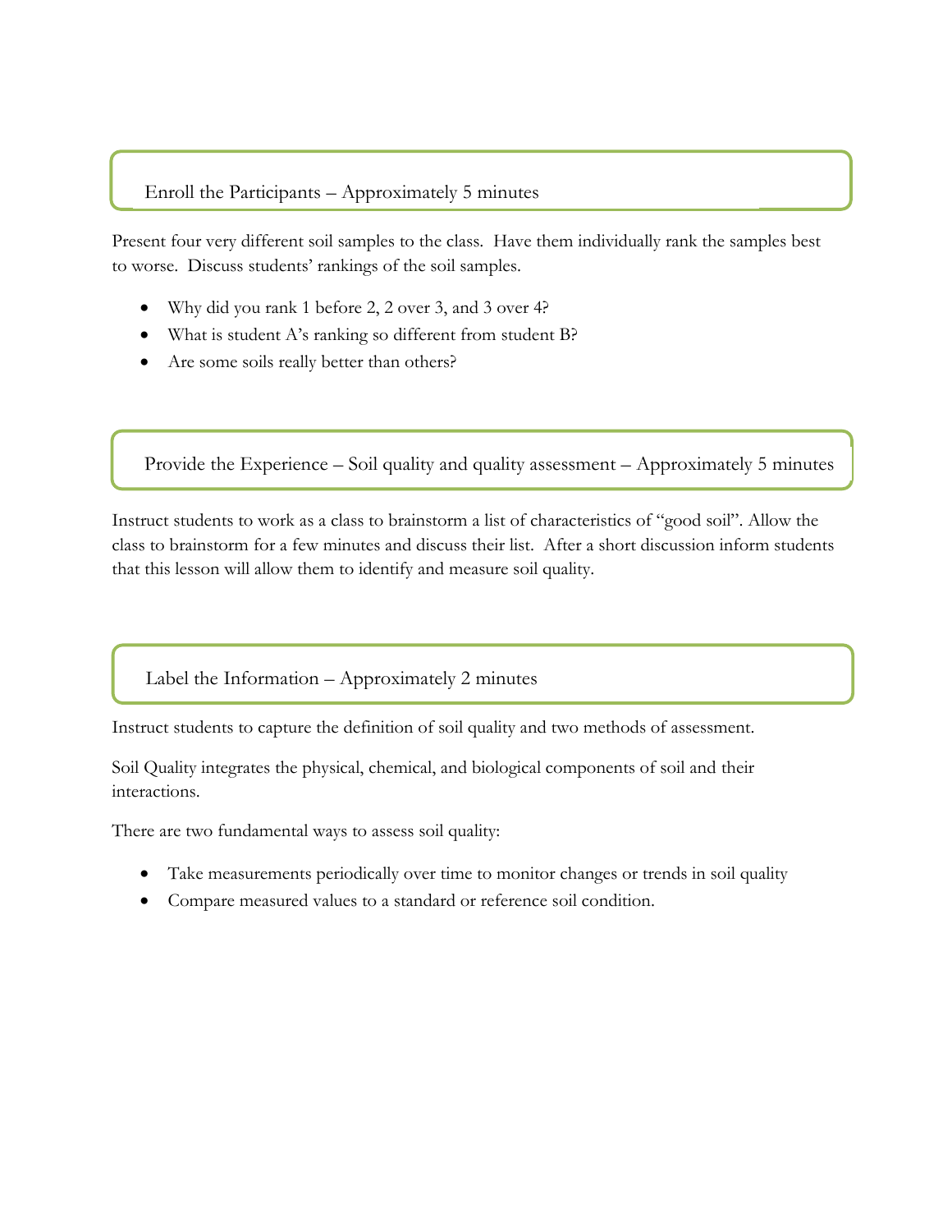## Enroll the Participants – Approximately 5 minutes

Present four very different soil samples to the class. Have them individually rank the samples best to worse. Discuss students' rankings of the soil samples.

- Why did you rank 1 before 2, 2 over 3, and 3 over 4?
- What is student A's ranking so different from student B?
- Are some soils really better than others?

## Provide the Experience – Soil quality and quality assessment – Approximately 5 minutes

Instruct students to work as a class to brainstorm a list of characteristics of "good soil". Allow the class to brainstorm for a few minutes and discuss their list. After a short discussion inform students that this lesson will allow them to identify and measure soil quality.

## Label the Information – Approximately 2 minutes

Instruct students to capture the definition of soil quality and two methods of assessment.

Soil Quality integrates the physical, chemical, and biological components of soil and their interactions.

There are two fundamental ways to assess soil quality:

- Take measurements periodically over time to monitor changes or trends in soil quality
- Compare measured values to a standard or reference soil condition.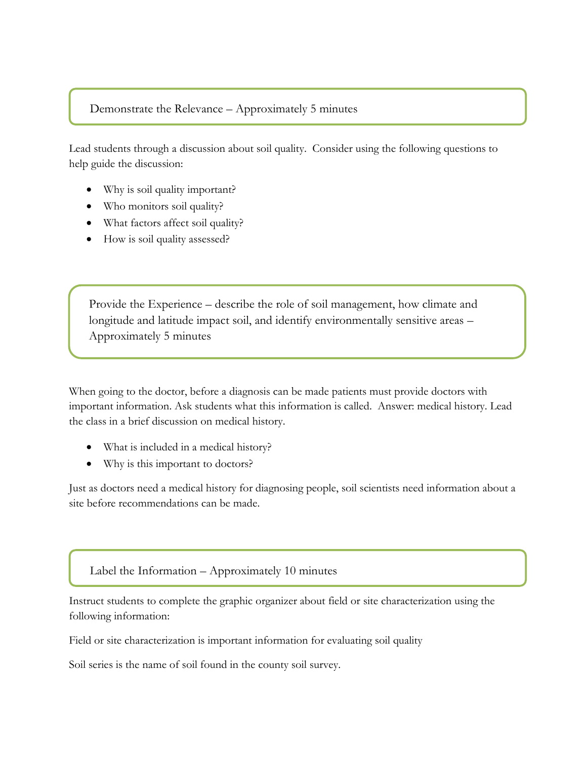## Demonstrate the Relevance – Approximately 5 minutes

Lead students through a discussion about soil quality. Consider using the following questions to help guide the discussion:

- Why is soil quality important?
- Who monitors soil quality?
- What factors affect soil quality?
- How is soil quality assessed?

## Provide the Experience – describe the role of soil management, how climate and longitude and latitude impact soil, and identify environmentally sensitive areas – Approximately 5 minutes

When going to the doctor, before a diagnosis can be made patients must provide doctors with important information. Ask students what this information is called. Answer: medical history. Lead the class in a brief discussion on medical history.

- What is included in a medical history?
- Why is this important to doctors?

Just as doctors need a medical history for diagnosing people, soil scientists need information about a site before recommendations can be made.

## Label the Information – Approximately 10 minutes

Instruct students to complete the graphic organizer about field or site characterization using the following information:

Field or site characterization is important information for evaluating soil quality

Soil series is the name of soil found in the county soil survey.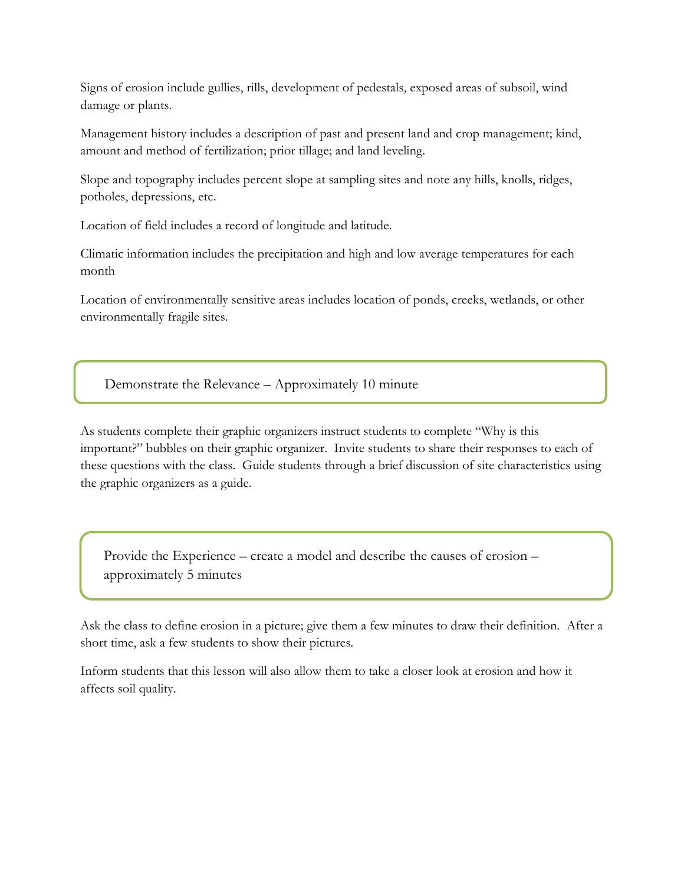Signs of erosion include gullies, rills, development of pedestals, exposed areas of subsoil, wind damage or plants.

Management history includes a description of past and present land and crop management; kind, amount and method of fertilization; prior tillage; and land leveling.

Slope and topography includes percent slope at sampling sites and note any hills, knolls, ridges, potholes, depressions, etc.

Location of field includes a record of longitude and latitude.

Climatic information includes the precipitation and high and low average temperatures for each month

Location of environmentally sensitive areas includes location of ponds, creeks, wetlands, or other environmentally fragile sites.

## Demonstrate the Relevance – Approximately 10 minute

As students complete their graphic organizers instruct students to complete "Why is this important?" bubbles on their graphic organizer. Invite students to share their responses to each of these questions with the class. Guide students through a brief discussion of site characteristics using the graphic organizers as a guide.

## Provide the Experience – create a model and describe the causes of erosion – approximately 5 minutes

Ask the class to define erosion in a picture; give them a few minutes to draw their definition. After a short time, ask a few students to show their pictures.

Inform students that this lesson will also allow them to take a closer look at erosion and how it affects soil quality.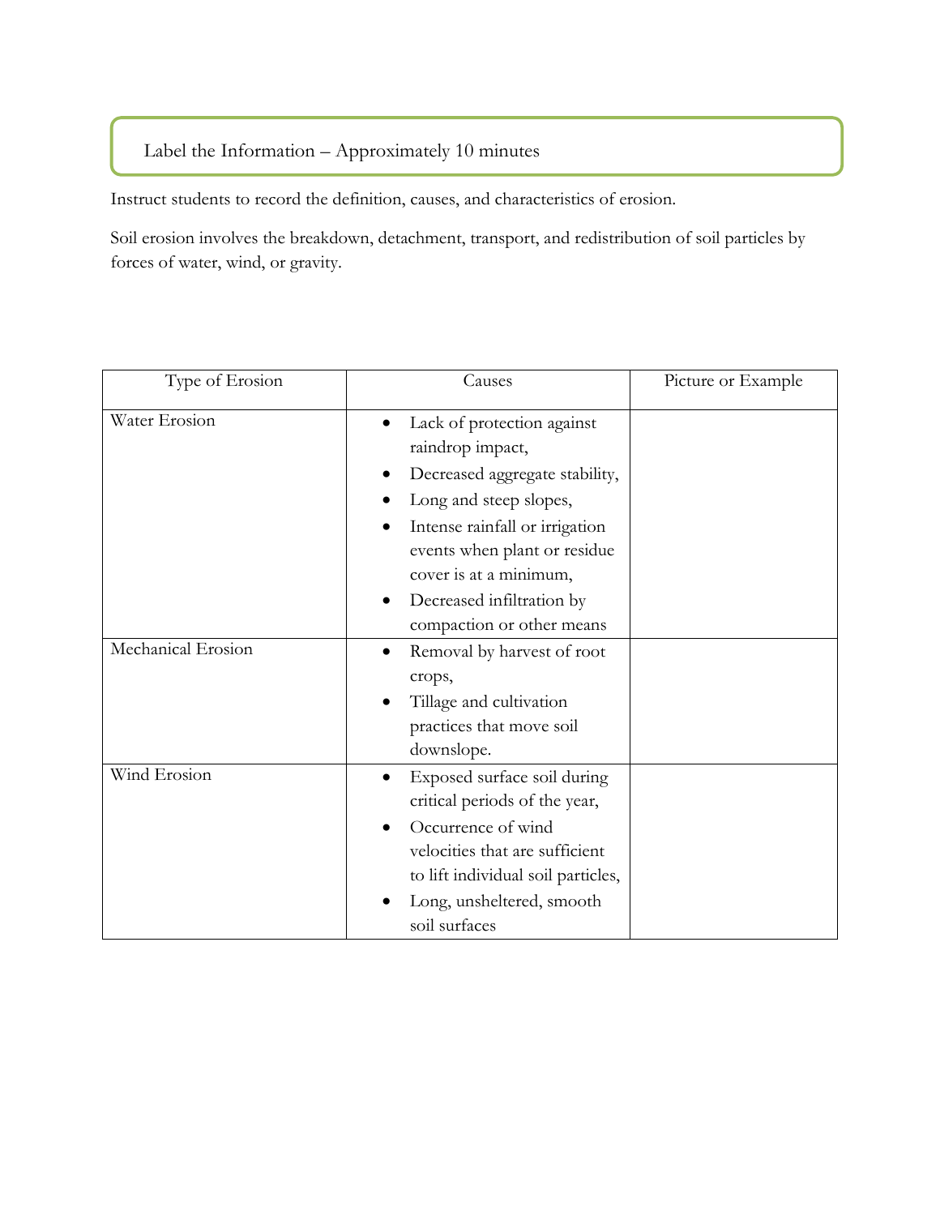Label the Information – Approximately 10 minutes

Instruct students to record the definition, causes, and characteristics of erosion.

Soil erosion involves the breakdown, detachment, transport, and redistribution of soil particles by forces of water, wind, or gravity.

| Type of Erosion | Causes | Picture or Example |
| --- | --- | --- |
| Water Erosion | • Lack of protection against raindrop impact,<br>• Decreased aggregate stability,<br>• Long and steep slopes,<br>• Intense rainfall or irrigation events when plant or residue cover is at a minimum,<br>• Decreased infiltration by compaction or other means | |
| Mechanical Erosion | • Removal by harvest of root crops,<br>• Tillage and cultivation practices that move soil downslope. | |
| Wind Erosion | • Exposed surface soil during critical periods of the year,<br>• Occurrence of wind velocities that are sufficient to lift individual soil particles,<br>• Long, unsheltered, smooth soil surfaces | |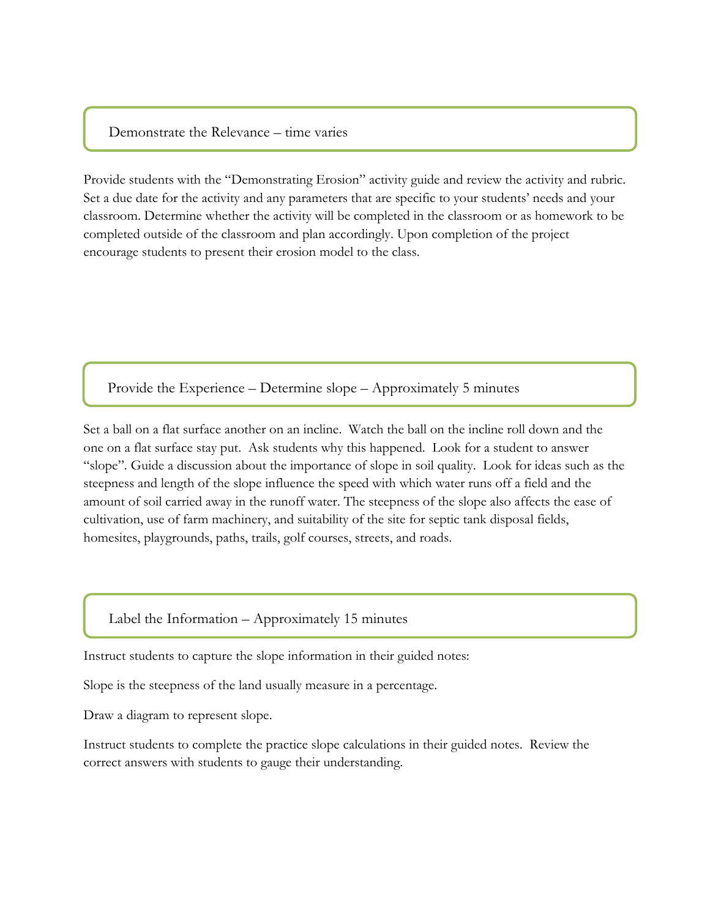## Demonstrate the Relevance – time varies

Provide students with the "Demonstrating Erosion" activity guide and review the activity and rubric. Set a due date for the activity and any parameters that are specific to your students' needs and your classroom. Determine whether the activity will be completed in the classroom or as homework to be completed outside of the classroom and plan accordingly. Upon completion of the project encourage students to present their erosion model to the class.

## Provide the Experience – Determine slope – Approximately 5 minutes

Set a ball on a flat surface another on an incline. Watch the ball on the incline roll down and the one on a flat surface stay put. Ask students why this happened. Look for a student to answer "slope". Guide a discussion about the importance of slope in soil quality. Look for ideas such as the steepness and length of the slope influence the speed with which water runs off a field and the amount of soil carried away in the runoff water. The steepness of the slope also affects the ease of cultivation, use of farm machinery, and suitability of the site for septic tank disposal fields, homesites, playgrounds, paths, trails, golf courses, streets, and roads.

## Label the Information – Approximately 15 minutes

Instruct students to capture the slope information in their guided notes:

Slope is the steepness of the land usually measure in a percentage.

Draw a diagram to represent slope.

Instruct students to complete the practice slope calculations in their guided notes. Review the correct answers with students to gauge their understanding.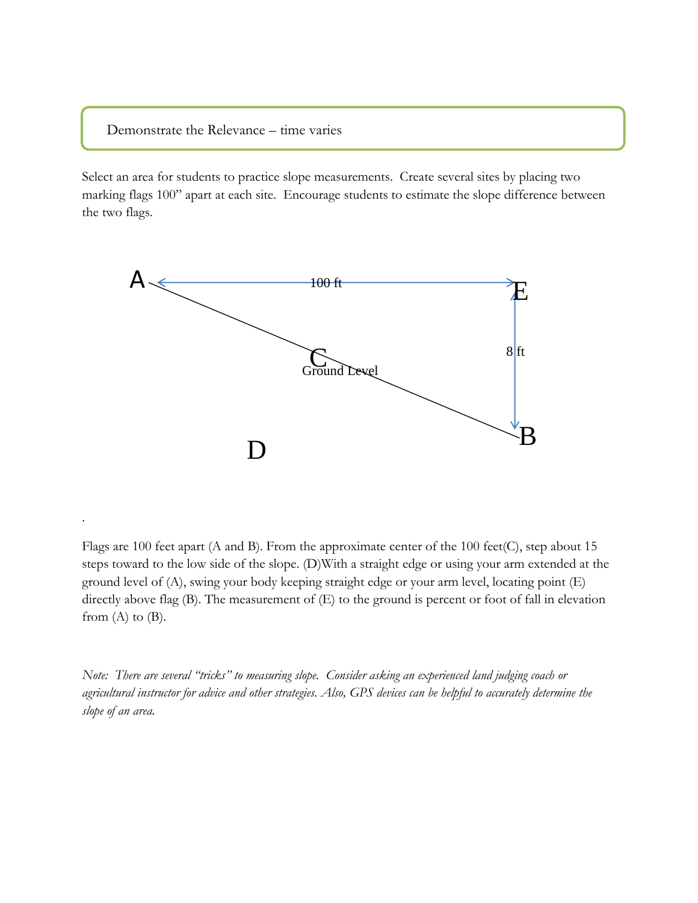Demonstrate the Relevance – time varies

Select an area for students to practice slope measurements. Create several sites by placing two marking flags 100" apart at each site. Encourage students to estimate the slope difference between the two flags.

A 100 ft E

8 ft

C Ground Level

D B

.

Flags are 100 feet apart (A and B). From the approximate center of the 100 feet(C), step about 15 steps toward to the low side of the slope. (D)With a straight edge or using your arm extended at the ground level of (A), swing your body keeping straight edge or your arm level, locating point (E) directly above flag (B). The measurement of (E) to the ground is percent or foot of fall in elevation from (A) to (B).

*Note: There are several "tricks" to measuring slope. Consider asking an experienced land judging coach or agricultural instructor for advice and other strategies. Also, GPS devices can be helpful to accurately determine the slope of an area.*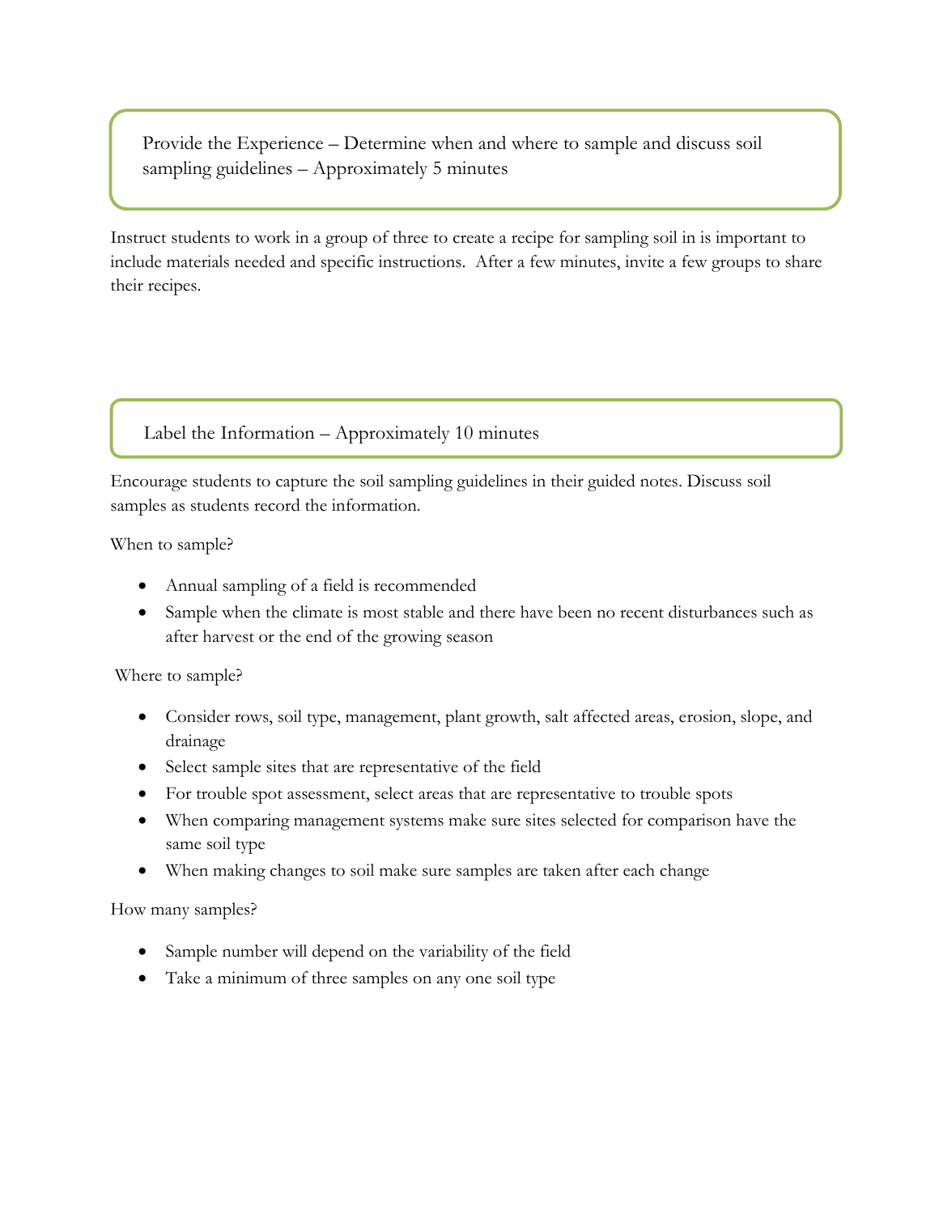## Provide the Experience – Determine when and where to sample and discuss soil sampling guidelines – Approximately 5 minutes

Instruct students to work in a group of three to create a recipe for sampling soil in is important to include materials needed and specific instructions. After a few minutes, invite a few groups to share their recipes.

## Label the Information – Approximately 10 minutes

Encourage students to capture the soil sampling guidelines in their guided notes. Discuss soil samples as students record the information.

When to sample?

- Annual sampling of a field is recommended
- Sample when the climate is most stable and there have been no recent disturbances such as after harvest or the end of the growing season

Where to sample?

- Consider rows, soil type, management, plant growth, salt affected areas, erosion, slope, and drainage
- Select sample sites that are representative of the field
- For trouble spot assessment, select areas that are representative to trouble spots
- When comparing management systems make sure sites selected for comparison have the same soil type
- When making changes to soil make sure samples are taken after each change

How many samples?

- Sample number will depend on the variability of the field
- Take a minimum of three samples on any one soil type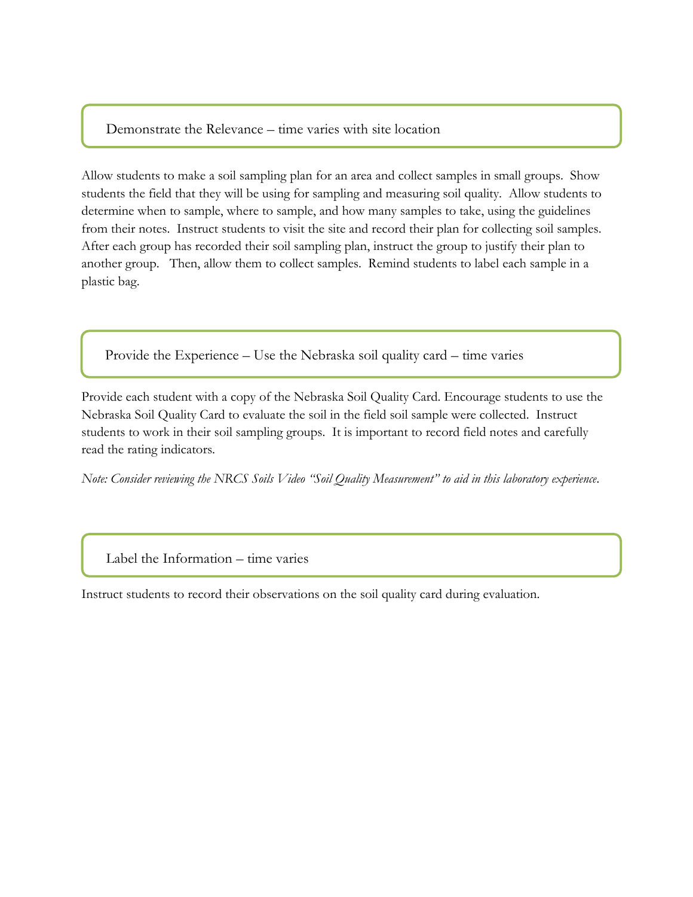## Demonstrate the Relevance – time varies with site location

Allow students to make a soil sampling plan for an area and collect samples in small groups. Show students the field that they will be using for sampling and measuring soil quality. Allow students to determine when to sample, where to sample, and how many samples to take, using the guidelines from their notes. Instruct students to visit the site and record their plan for collecting soil samples. After each group has recorded their soil sampling plan, instruct the group to justify their plan to another group. Then, allow them to collect samples. Remind students to label each sample in a plastic bag.

## Provide the Experience – Use the Nebraska soil quality card – time varies

Provide each student with a copy of the Nebraska Soil Quality Card. Encourage students to use the Nebraska Soil Quality Card to evaluate the soil in the field soil sample were collected. Instruct students to work in their soil sampling groups. It is important to record field notes and carefully read the rating indicators.

*Note: Consider reviewing the NRCS Soils Video "Soil Quality Measurement" to aid in this laboratory experience.*

## Label the Information – time varies

Instruct students to record their observations on the soil quality card during evaluation.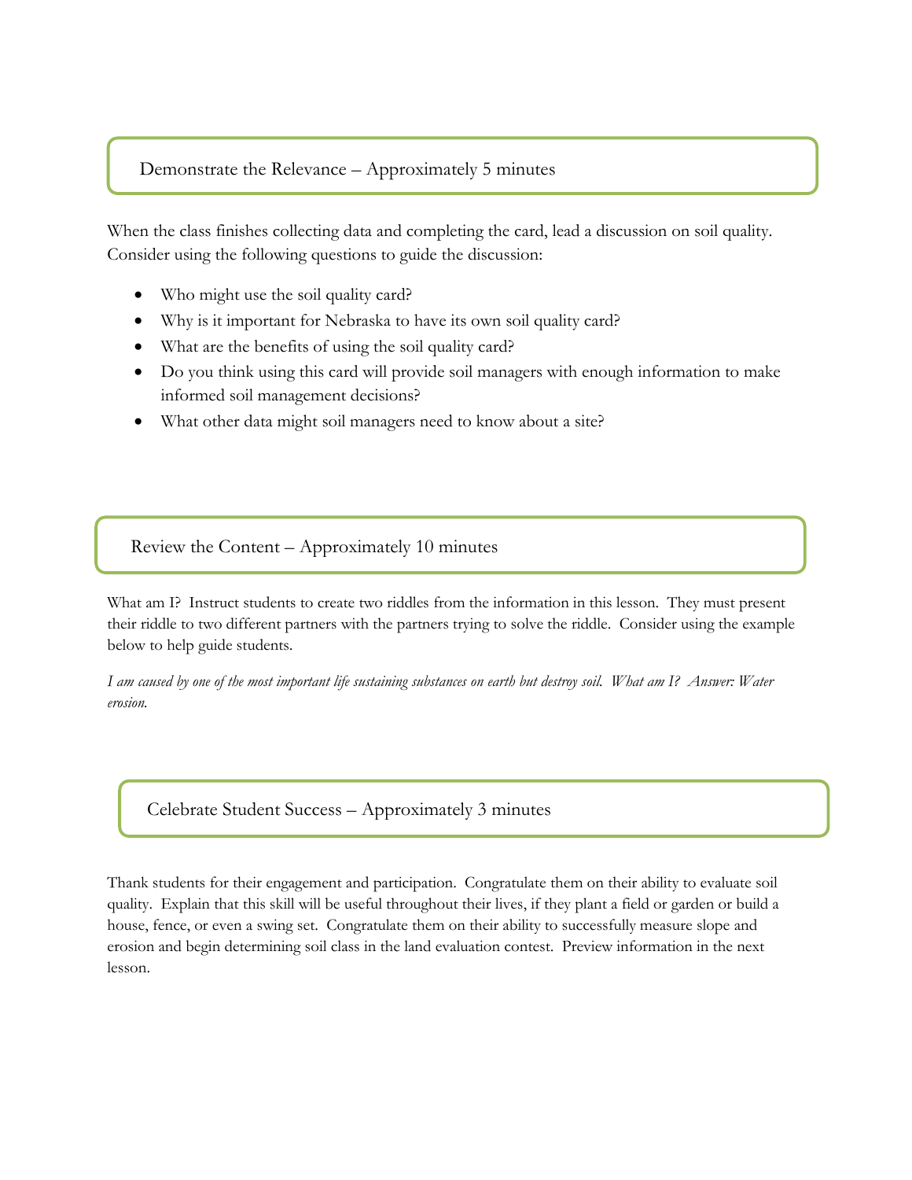## Demonstrate the Relevance – Approximately 5 minutes

When the class finishes collecting data and completing the card, lead a discussion on soil quality. Consider using the following questions to guide the discussion:

- Who might use the soil quality card?
- Why is it important for Nebraska to have its own soil quality card?
- What are the benefits of using the soil quality card?
- Do you think using this card will provide soil managers with enough information to make informed soil management decisions?
- What other data might soil managers need to know about a site?

## Review the Content – Approximately 10 minutes

What am I? Instruct students to create two riddles from the information in this lesson. They must present their riddle to two different partners with the partners trying to solve the riddle. Consider using the example below to help guide students.

*I am caused by one of the most important life sustaining substances on earth but destroy soil. What am I? Answer: Water erosion.*

## Celebrate Student Success – Approximately 3 minutes

Thank students for their engagement and participation. Congratulate them on their ability to evaluate soil quality. Explain that this skill will be useful throughout their lives, if they plant a field or garden or build a house, fence, or even a swing set. Congratulate them on their ability to successfully measure slope and erosion and begin determining soil class in the land evaluation contest. Preview information in the next lesson.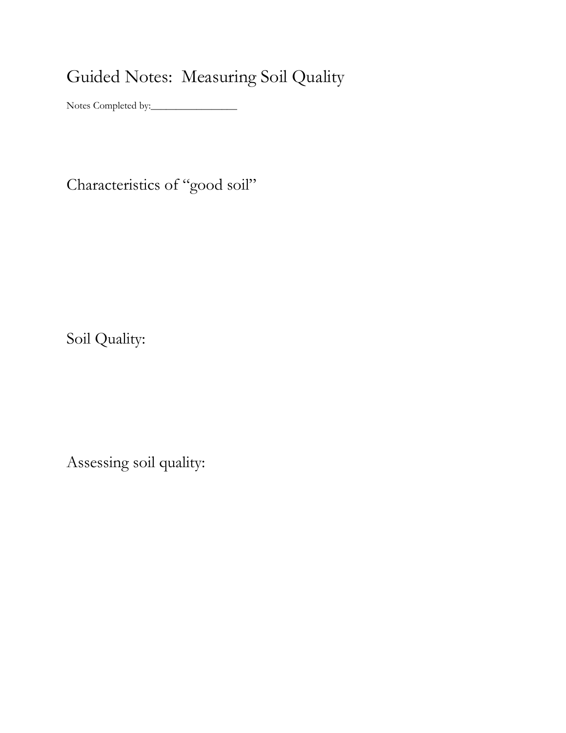# Guided Notes: Measuring Soil Quality

Notes Completed by:________________

## Characteristics of "good soil"

## Soil Quality:

## Assessing soil quality: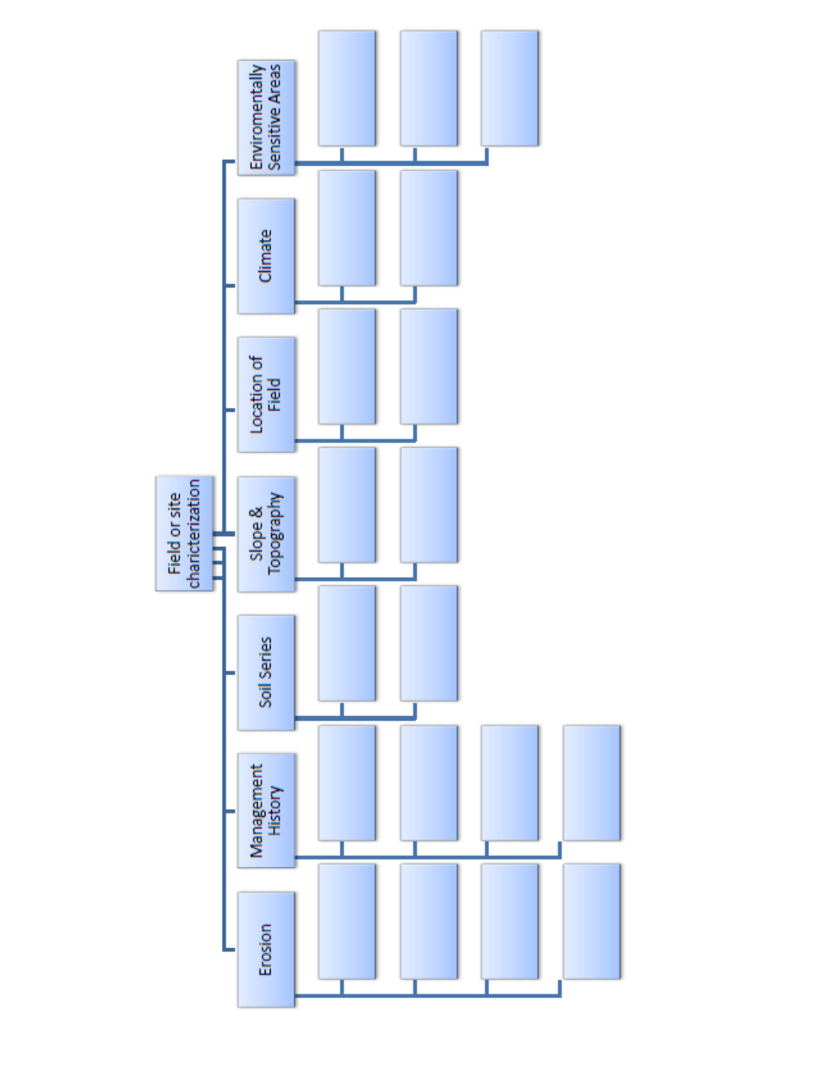- Field or site chariecterization
  - Erosion
  - Management History
  - Soil Series
  - Slope & Topography
  - Location of Field
  - Climate
  - Enviromentally Sensitive Areas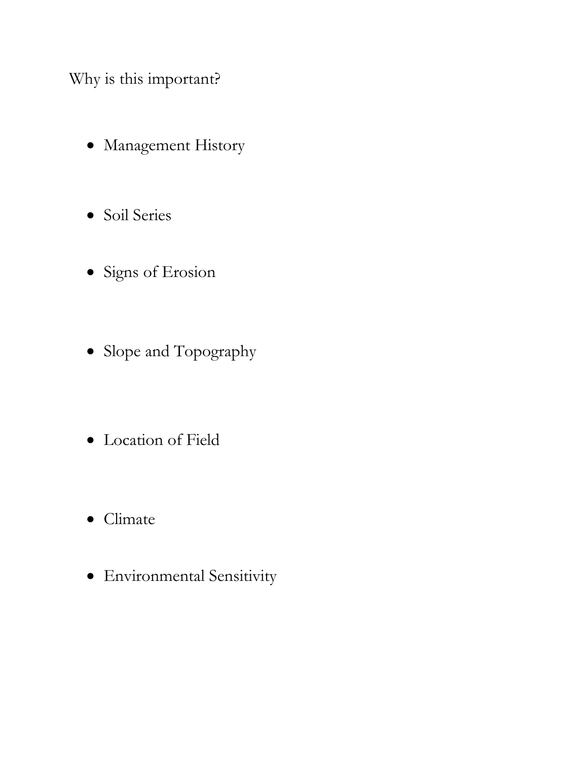Why is this important?

- Management History

- Soil Series

- Signs of Erosion

- Slope and Topography

- Location of Field

- Climate

- Environmental Sensitivity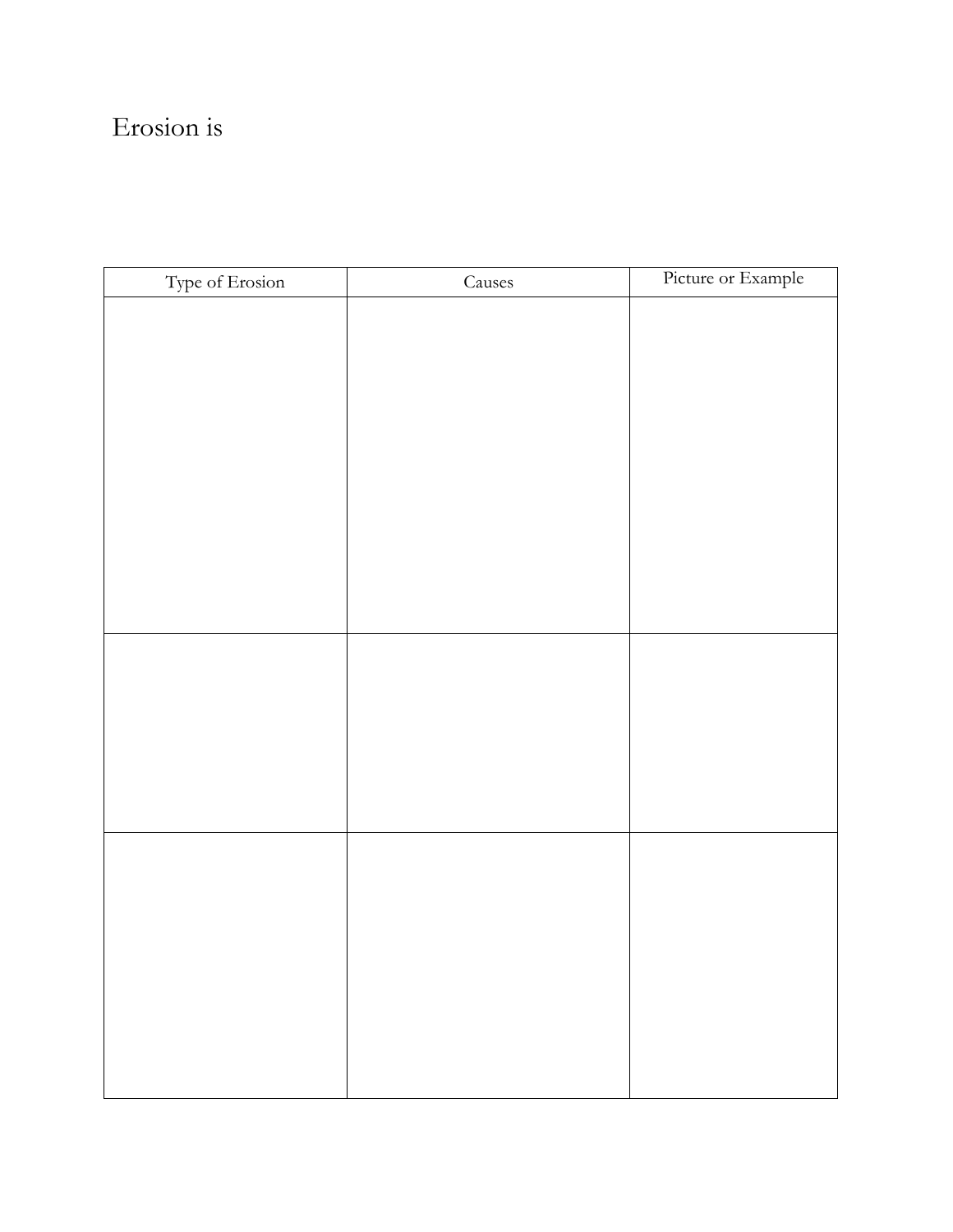Erosion is

| Type of Erosion | Causes | Picture or Example |
|---|---|---|
| | | |
| | | |
| | | |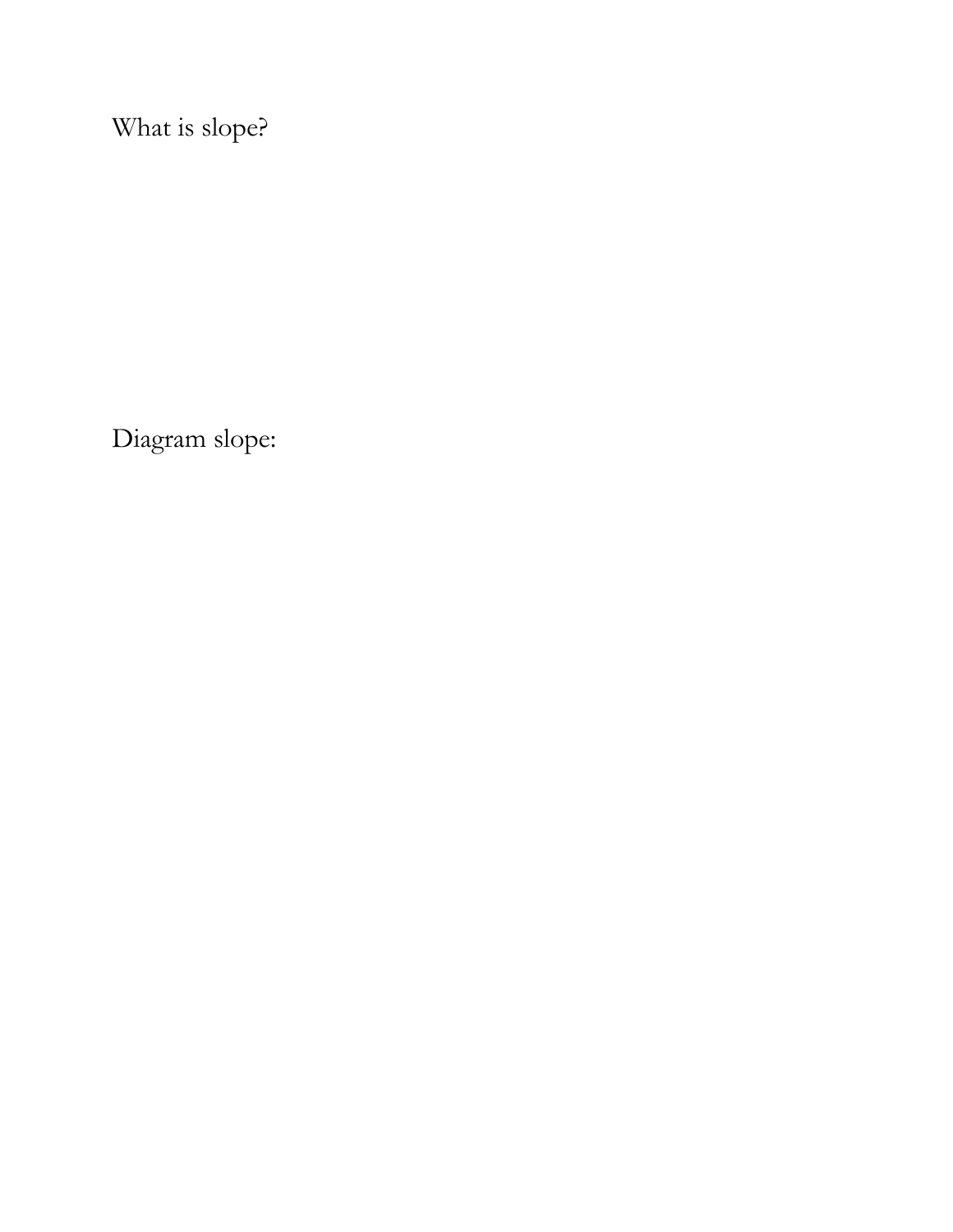What is slope?

Diagram slope: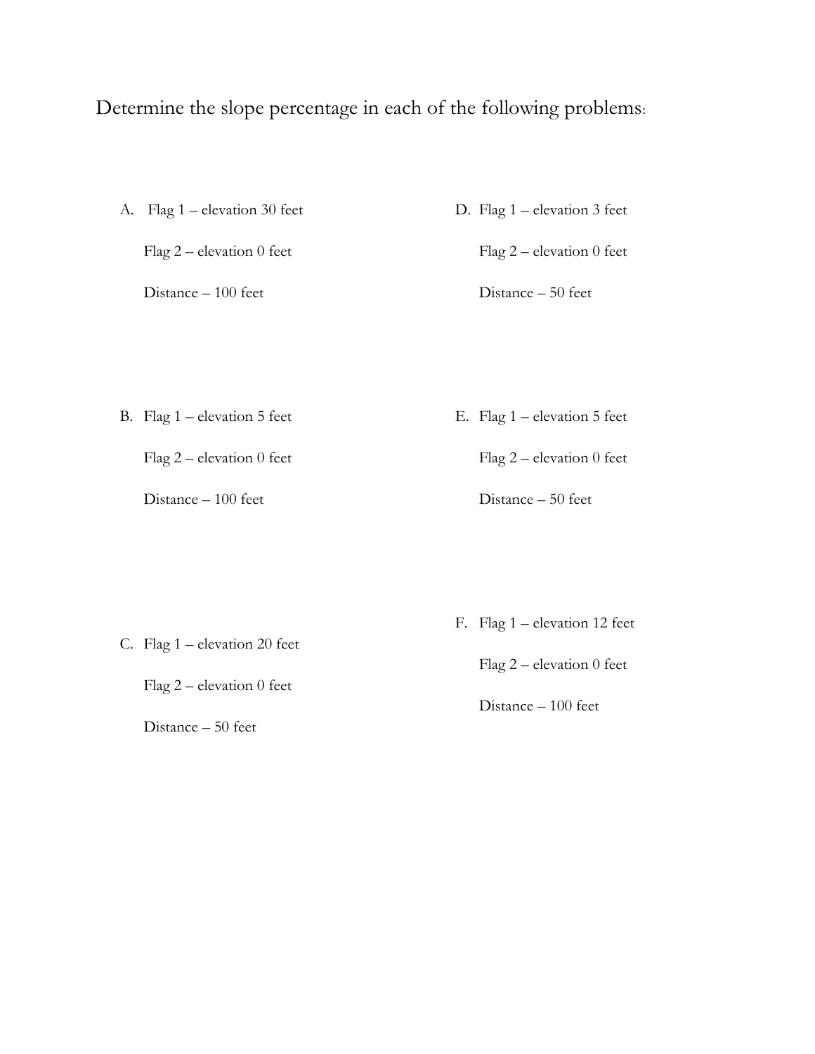Determine the slope percentage in each of the following problems:

A. Flag 1 – elevation 30 feet

   Flag 2 – elevation 0 feet

   Distance – 100 feet

B. Flag 1 – elevation 5 feet

   Flag 2 – elevation 0 feet

   Distance – 100 feet

C. Flag 1 – elevation 20 feet

   Flag 2 – elevation 0 feet

   Distance – 50 feet

D. Flag 1 – elevation 3 feet

   Flag 2 – elevation 0 feet

   Distance – 50 feet

E. Flag 1 – elevation 5 feet

   Flag 2 – elevation 0 feet

   Distance – 50 feet

F. Flag 1 – elevation 12 feet

   Flag 2 – elevation 0 feet

   Distance – 100 feet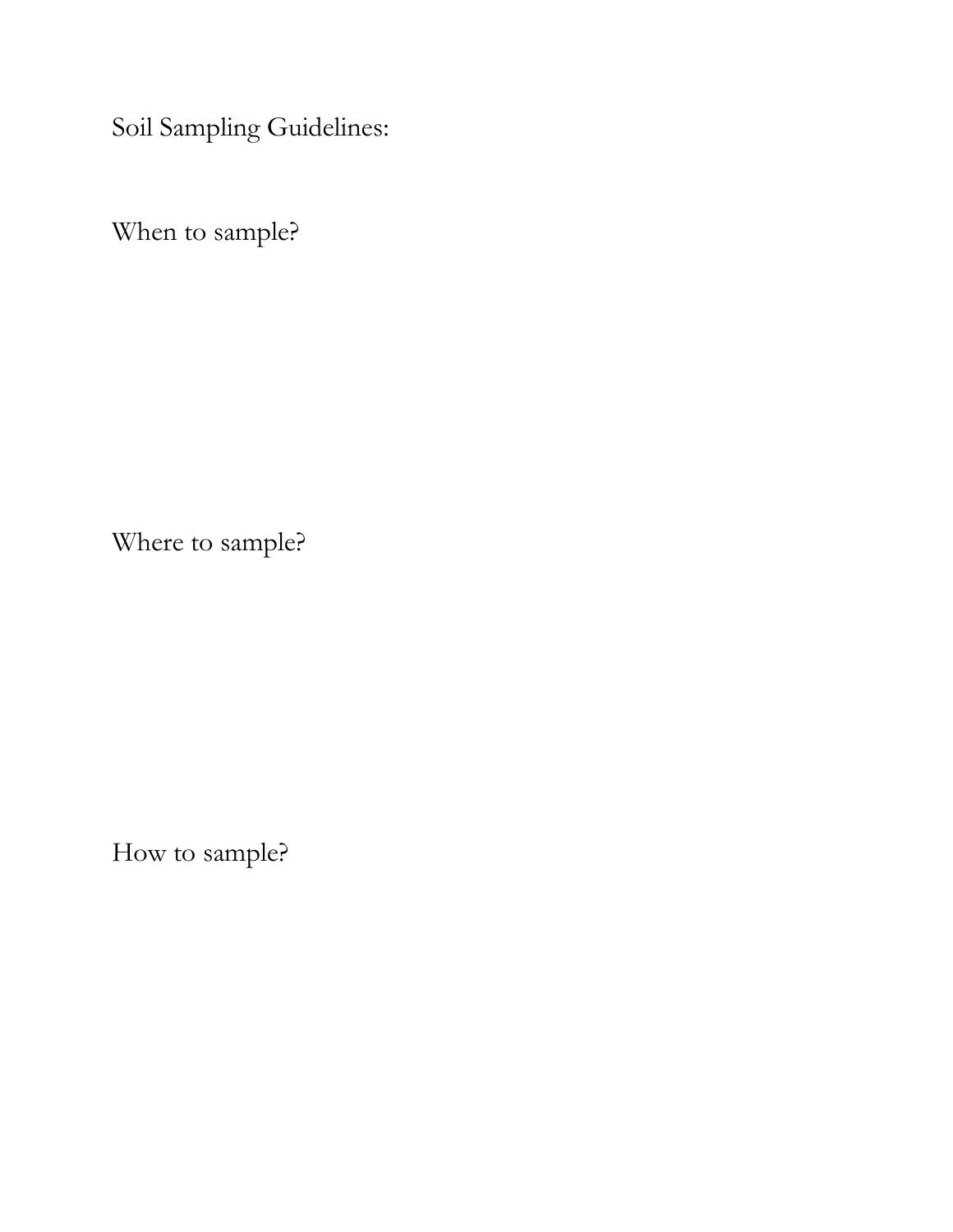Soil Sampling Guidelines:

When to sample?

Where to sample?

How to sample?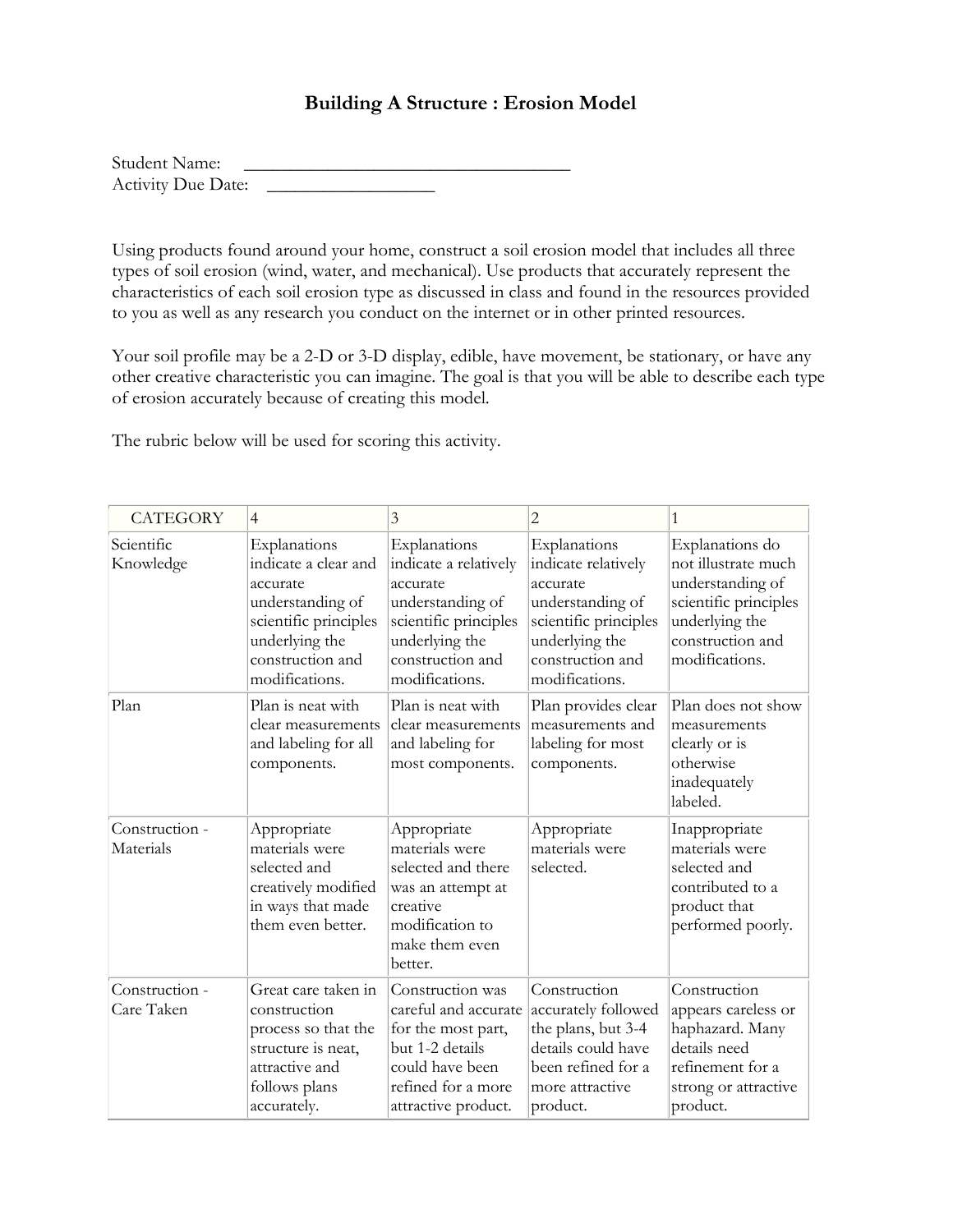# Building A Structure : Erosion Model

Student Name: ___________________________________
Activity Due Date: ________________

Using products found around your home, construct a soil erosion model that includes all three types of soil erosion (wind, water, and mechanical). Use products that accurately represent the characteristics of each soil erosion type as discussed in class and found in the resources provided to you as well as any research you conduct on the internet or in other printed resources.

Your soil profile may be a 2-D or 3-D display, edible, have movement, be stationary, or have any other creative characteristic you can imagine. The goal is that you will be able to describe each type of erosion accurately because of creating this model.

The rubric below will be used for scoring this activity.

| CATEGORY | 4 | 3 | 2 | 1 |
|---|---|---|---|---|
| Scientific Knowledge | Explanations indicate a clear and accurate understanding of scientific principles underlying the construction and modifications. | Explanations indicate a relatively accurate understanding of scientific principles underlying the construction and modifications. | Explanations indicate relatively accurate understanding of scientific principles underlying the construction and modifications. | Explanations do not illustrate much understanding of scientific principles underlying the construction and modifications. |
| Plan | Plan is neat with clear measurements and labeling for all components. | Plan is neat with clear measurements and labeling for most components. | Plan provides clear measurements and labeling for most components. | Plan does not show measurements clearly or is otherwise inadequately labeled. |
| Construction - Materials | Appropriate materials were selected and creatively modified in ways that made them even better. | Appropriate materials were selected and there was an attempt at creative modification to make them even better. | Appropriate materials were selected. | Inappropriate materials were selected and contributed to a product that performed poorly. |
| Construction - Care Taken | Great care taken in construction process so that the structure is neat, attractive and follows plans accurately. | Construction was careful and accurate for the most part, but 1-2 details could have been refined for a more attractive product. | Construction accurately followed the plans, but 3-4 details could have been refined for a more attractive product. | Construction appears careless or haphazard. Many details need refinement for a strong or attractive product. |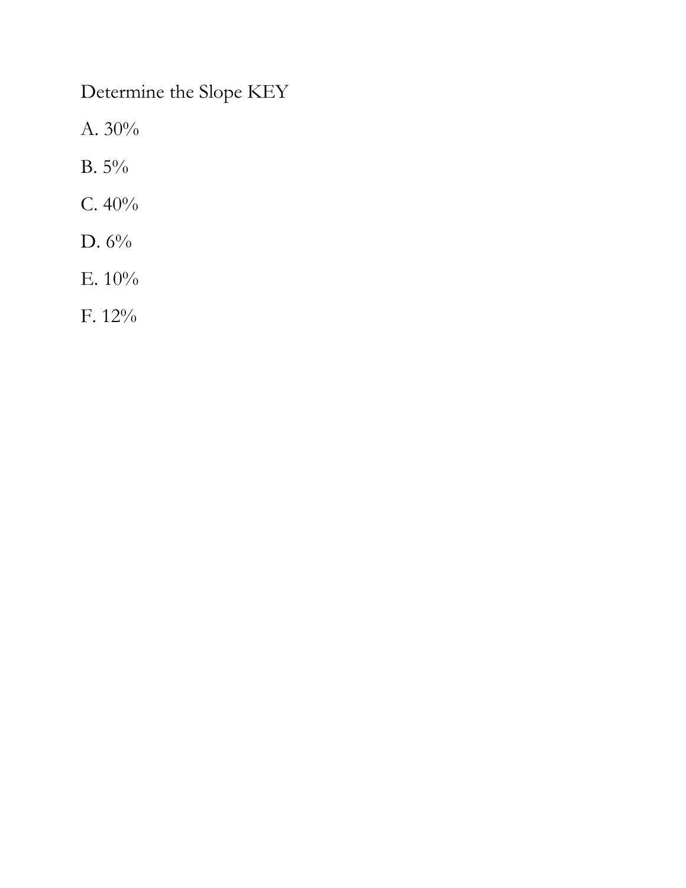Determine the Slope KEY

A. 30%

B. 5%

C. 40%

D. 6%

E. 10%

F. 12%